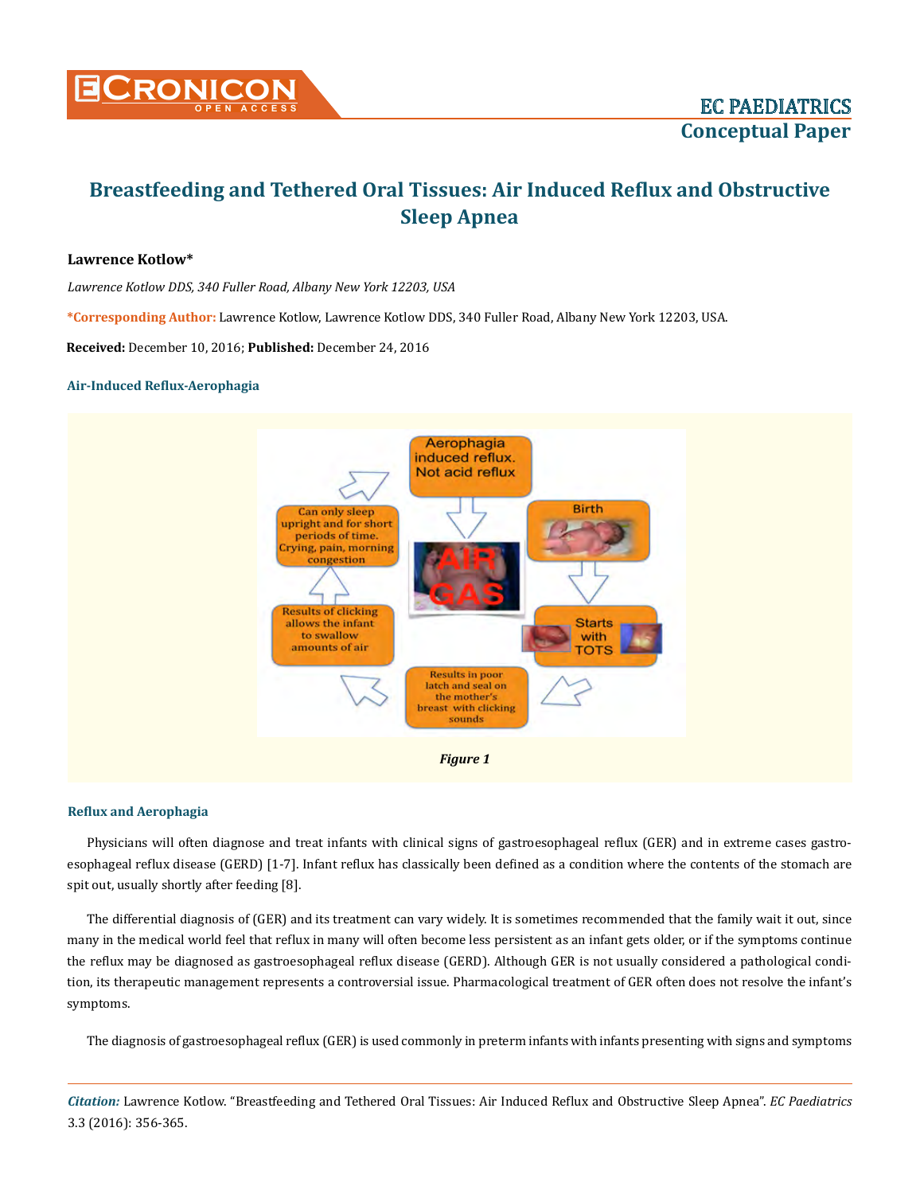# Breastfeeding and Tethered Oral Tissues: Air Induced Reflux and Obstructive Sleep Apnea

**Lawrence Kotlow***

*Lawrence Kotlow DDS, 340 Fuller Road, Albany New York 12203, USA*

***Corresponding Author:** Lawrence Kotlow, Lawrence Kotlow DDS, 340 Fuller Road, Albany New York 12203, USA.

**Received:** December 10, 2016; **Published:** December 24, 2016

### Air-Induced Reflux-Aerophagia

*Figure 1*

### Reflux and Aerophagia

Physicians will often diagnose and treat infants with clinical signs of gastroesophageal reflux (GER) and in extreme cases gastroesophageal reflux disease (GERD) [1-7]. Infant reflux has classically been defined as a condition where the contents of the stomach are spit out, usually shortly after feeding [8].

The differential diagnosis of (GER) and its treatment can vary widely. It is sometimes recommended that the family wait it out, since many in the medical world feel that reflux in many will often become less persistent as an infant gets older, or if the symptoms continue the reflux may be diagnosed as gastroesophageal reflux disease (GERD). Although GER is not usually considered a pathological condition, its therapeutic management represents a controversial issue. Pharmacological treatment of GER often does not resolve the infant's symptoms.

The diagnosis of gastroesophageal reflux (GER) is used commonly in preterm infants with infants presenting with signs and symptoms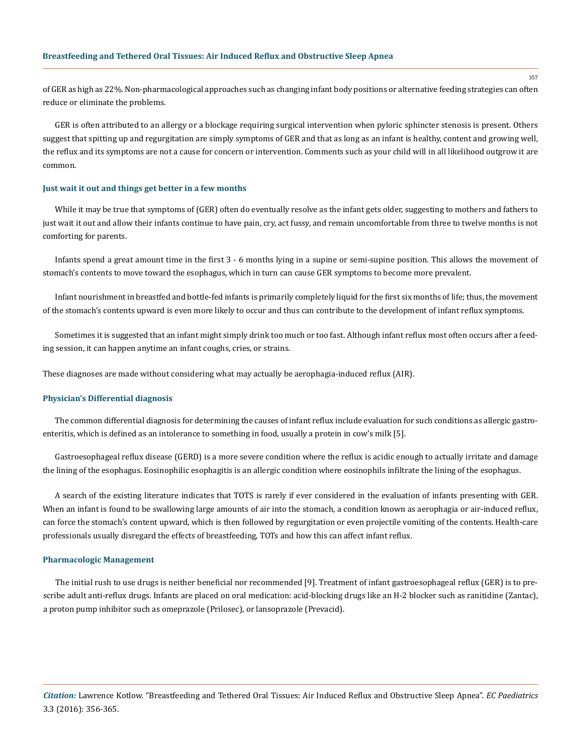of GER as high as 22%. Non-pharmacological approaches such as changing infant body positions or alternative feeding strategies can often reduce or eliminate the problems.

GER is often attributed to an allergy or a blockage requiring surgical intervention when pyloric sphincter stenosis is present. Others suggest that spitting up and regurgitation are simply symptoms of GER and that as long as an infant is healthy, content and growing well, the reflux and its symptoms are not a cause for concern or intervention. Comments such as your child will in all likelihood outgrow it are common.

## Just wait it out and things get better in a few months

While it may be true that symptoms of (GER) often do eventually resolve as the infant gets older, suggesting to mothers and fathers to just wait it out and allow their infants continue to have pain, cry, act fussy, and remain uncomfortable from three to twelve months is not comforting for parents.

Infants spend a great amount time in the first 3 - 6 months lying in a supine or semi-supine position. This allows the movement of stomach's contents to move toward the esophagus, which in turn can cause GER symptoms to become more prevalent.

Infant nourishment in breastfed and bottle-fed infants is primarily completely liquid for the first six months of life; thus, the movement of the stomach's contents upward is even more likely to occur and thus can contribute to the development of infant reflux symptoms.

Sometimes it is suggested that an infant might simply drink too much or too fast. Although infant reflux most often occurs after a feeding session, it can happen anytime an infant coughs, cries, or strains.

These diagnoses are made without considering what may actually be aerophagia-induced reflux (AIR).

## Physician's Differential diagnosis

The common differential diagnosis for determining the causes of infant reflux include evaluation for such conditions as allergic gastroenteritis, which is defined as an intolerance to something in food, usually a protein in cow's milk [5].

Gastroesophageal reflux disease (GERD) is a more severe condition where the reflux is acidic enough to actually irritate and damage the lining of the esophagus. Eosinophilic esophagitis is an allergic condition where eosinophils infiltrate the lining of the esophagus.

A search of the existing literature indicates that TOTS is rarely if ever considered in the evaluation of infants presenting with GER. When an infant is found to be swallowing large amounts of air into the stomach, a condition known as aerophagia or air-induced reflux, can force the stomach's content upward, which is then followed by regurgitation or even projectile vomiting of the contents. Health-care professionals usually disregard the effects of breastfeeding, TOTs and how this can affect infant reflux.

## Pharmacologic Management

The initial rush to use drugs is neither beneficial nor recommended [9]. Treatment of infant gastroesophageal reflux (GER) is to prescribe adult anti-reflux drugs. Infants are placed on oral medication: acid-blocking drugs like an H-2 blocker such as ranitidine (Zantac), a proton pump inhibitor such as omeprazole (Prilosec), or lansoprazole (Prevacid).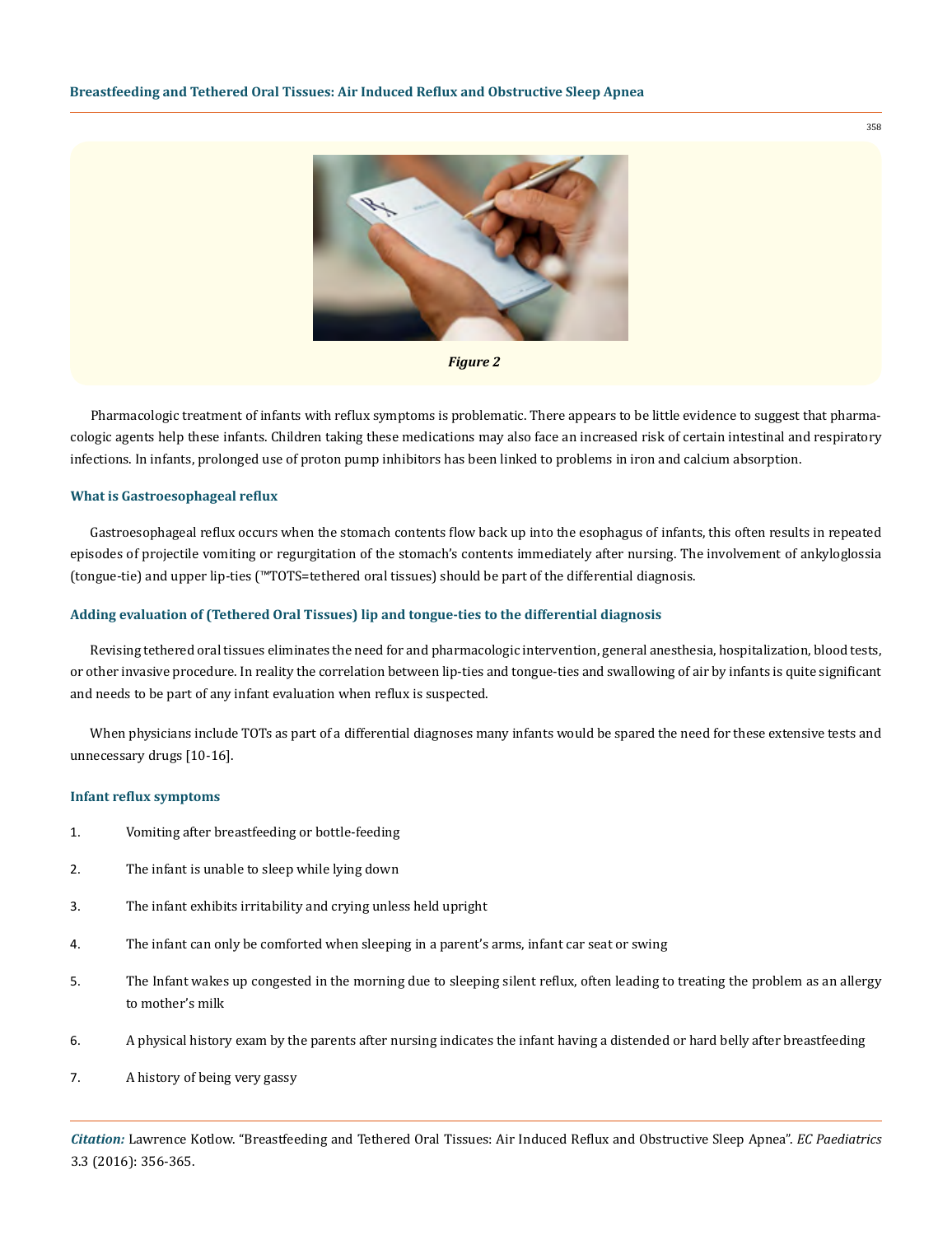*Figure 2*

Pharmacologic treatment of infants with reflux symptoms is problematic. There appears to be little evidence to suggest that pharmacologic agents help these infants. Children taking these medications may also face an increased risk of certain intestinal and respiratory infections. In infants, prolonged use of proton pump inhibitors has been linked to problems in iron and calcium absorption.

### What is Gastroesophageal reflux

Gastroesophageal reflux occurs when the stomach contents flow back up into the esophagus of infants, this often results in repeated episodes of projectile vomiting or regurgitation of the stomach's contents immediately after nursing. The involvement of ankyloglossia (tongue-tie) and upper lip-ties (™TOTS=tethered oral tissues) should be part of the differential diagnosis.

### Adding evaluation of (Tethered Oral Tissues) lip and tongue-ties to the differential diagnosis

Revising tethered oral tissues eliminates the need for and pharmacologic intervention, general anesthesia, hospitalization, blood tests, or other invasive procedure. In reality the correlation between lip-ties and tongue-ties and swallowing of air by infants is quite significant and needs to be part of any infant evaluation when reflux is suspected.

When physicians include TOTs as part of a differential diagnoses many infants would be spared the need for these extensive tests and unnecessary drugs [10-16].

### Infant reflux symptoms

1. Vomiting after breastfeeding or bottle-feeding
2. The infant is unable to sleep while lying down
3. The infant exhibits irritability and crying unless held upright
4. The infant can only be comforted when sleeping in a parent's arms, infant car seat or swing
5. The Infant wakes up congested in the morning due to sleeping silent reflux, often leading to treating the problem as an allergy to mother's milk
6. A physical history exam by the parents after nursing indicates the infant having a distended or hard belly after breastfeeding
7. A history of being very gassy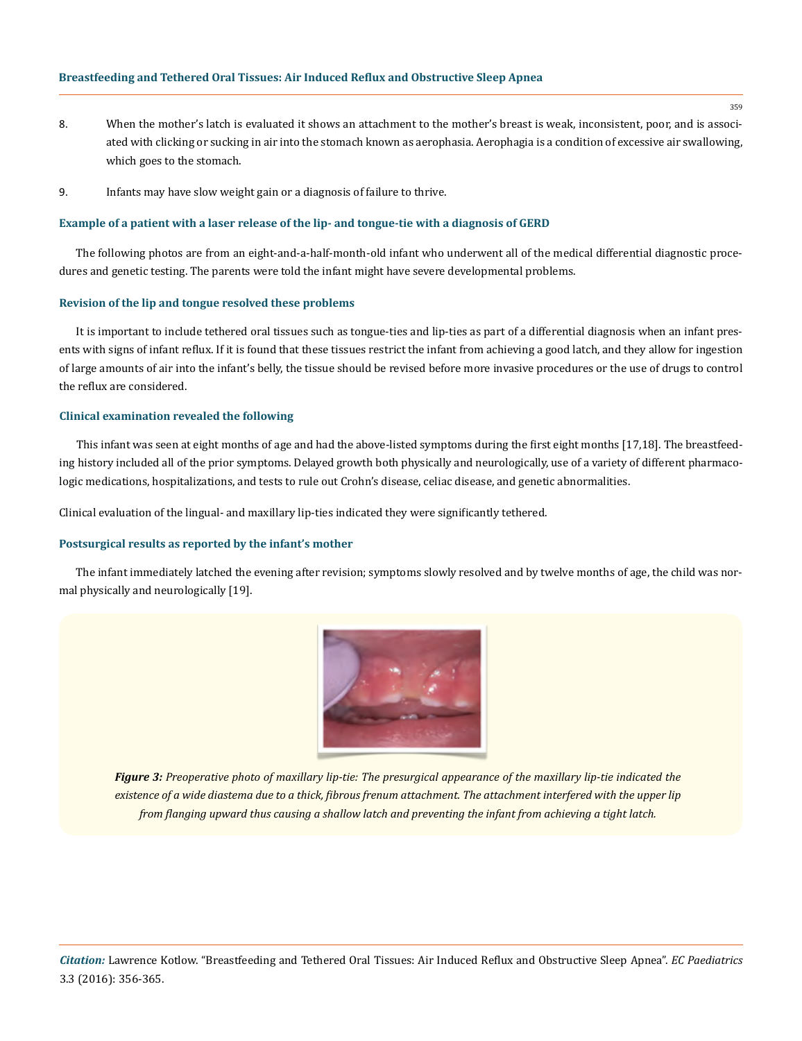8. When the mother's latch is evaluated it shows an attachment to the mother's breast is weak, inconsistent, poor, and is associated with clicking or sucking in air into the stomach known as aerophasia. Aerophagia is a condition of excessive air swallowing, which goes to the stomach.

9. Infants may have slow weight gain or a diagnosis of failure to thrive.

### Example of a patient with a laser release of the lip- and tongue-tie with a diagnosis of GERD

The following photos are from an eight-and-a-half-month-old infant who underwent all of the medical differential diagnostic procedures and genetic testing. The parents were told the infant might have severe developmental problems.

### Revision of the lip and tongue resolved these problems

It is important to include tethered oral tissues such as tongue-ties and lip-ties as part of a differential diagnosis when an infant presents with signs of infant reflux. If it is found that these tissues restrict the infant from achieving a good latch, and they allow for ingestion of large amounts of air into the infant's belly, the tissue should be revised before more invasive procedures or the use of drugs to control the reflux are considered.

### Clinical examination revealed the following

This infant was seen at eight months of age and had the above-listed symptoms during the first eight months [17,18]. The breastfeeding history included all of the prior symptoms. Delayed growth both physically and neurologically, use of a variety of different pharmacologic medications, hospitalizations, and tests to rule out Crohn's disease, celiac disease, and genetic abnormalities.

Clinical evaluation of the lingual- and maxillary lip-ties indicated they were significantly tethered.

### Postsurgical results as reported by the infant's mother

The infant immediately latched the evening after revision; symptoms slowly resolved and by twelve months of age, the child was normal physically and neurologically [19].

***Figure 3:*** *Preoperative photo of maxillary lip-tie: The presurgical appearance of the maxillary lip-tie indicated the existence of a wide diastema due to a thick, fibrous frenum attachment. The attachment interfered with the upper lip from flanging upward thus causing a shallow latch and preventing the infant from achieving a tight latch.*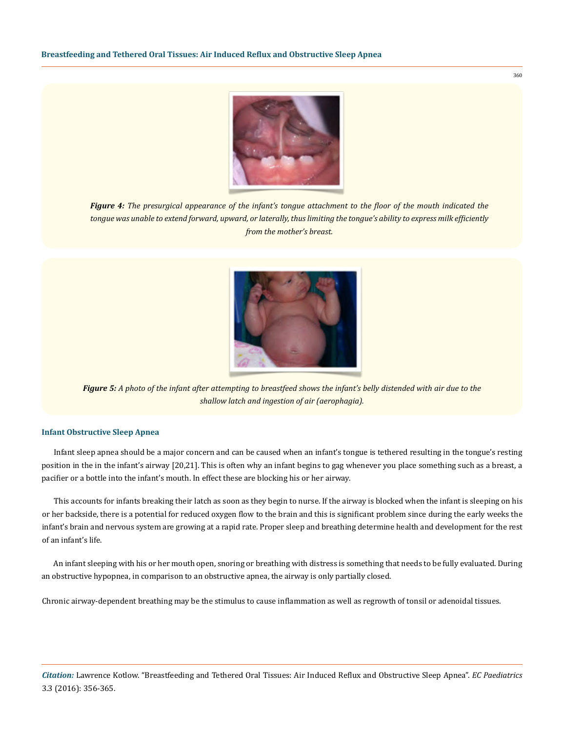*Figure 4: The presurgical appearance of the infant's tongue attachment to the floor of the mouth indicated the tongue was unable to extend forward, upward, or laterally, thus limiting the tongue's ability to express milk efficiently from the mother's breast.*

*Figure 5: A photo of the infant after attempting to breastfeed shows the infant's belly distended with air due to the shallow latch and ingestion of air (aerophagia).*

### Infant Obstructive Sleep Apnea

Infant sleep apnea should be a major concern and can be caused when an infant's tongue is tethered resulting in the tongue's resting position in the in the infant's airway [20,21]. This is often why an infant begins to gag whenever you place something such as a breast, a pacifier or a bottle into the infant's mouth. In effect these are blocking his or her airway.

This accounts for infants breaking their latch as soon as they begin to nurse. If the airway is blocked when the infant is sleeping on his or her backside, there is a potential for reduced oxygen flow to the brain and this is significant problem since during the early weeks the infant's brain and nervous system are growing at a rapid rate. Proper sleep and breathing determine health and development for the rest of an infant's life.

An infant sleeping with his or her mouth open, snoring or breathing with distress is something that needs to be fully evaluated. During an obstructive hypopnea, in comparison to an obstructive apnea, the airway is only partially closed.

Chronic airway-dependent breathing may be the stimulus to cause inflammation as well as regrowth of tonsil or adenoidal tissues.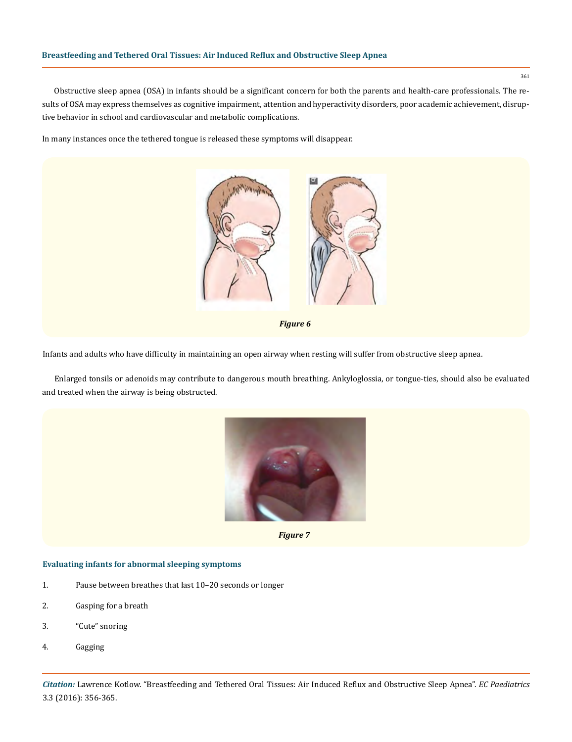Obstructive sleep apnea (OSA) in infants should be a significant concern for both the parents and health-care professionals. The results of OSA may express themselves as cognitive impairment, attention and hyperactivity disorders, poor academic achievement, disruptive behavior in school and cardiovascular and metabolic complications.

In many instances once the tethered tongue is released these symptoms will disappear.

*Figure 6*

Infants and adults who have difficulty in maintaining an open airway when resting will suffer from obstructive sleep apnea.

Enlarged tonsils or adenoids may contribute to dangerous mouth breathing. Ankyloglossia, or tongue-ties, should also be evaluated and treated when the airway is being obstructed.

*Figure 7*

### Evaluating infants for abnormal sleeping symptoms

1. Pause between breathes that last 10–20 seconds or longer
2. Gasping for a breath
3. "Cute" snoring
4. Gagging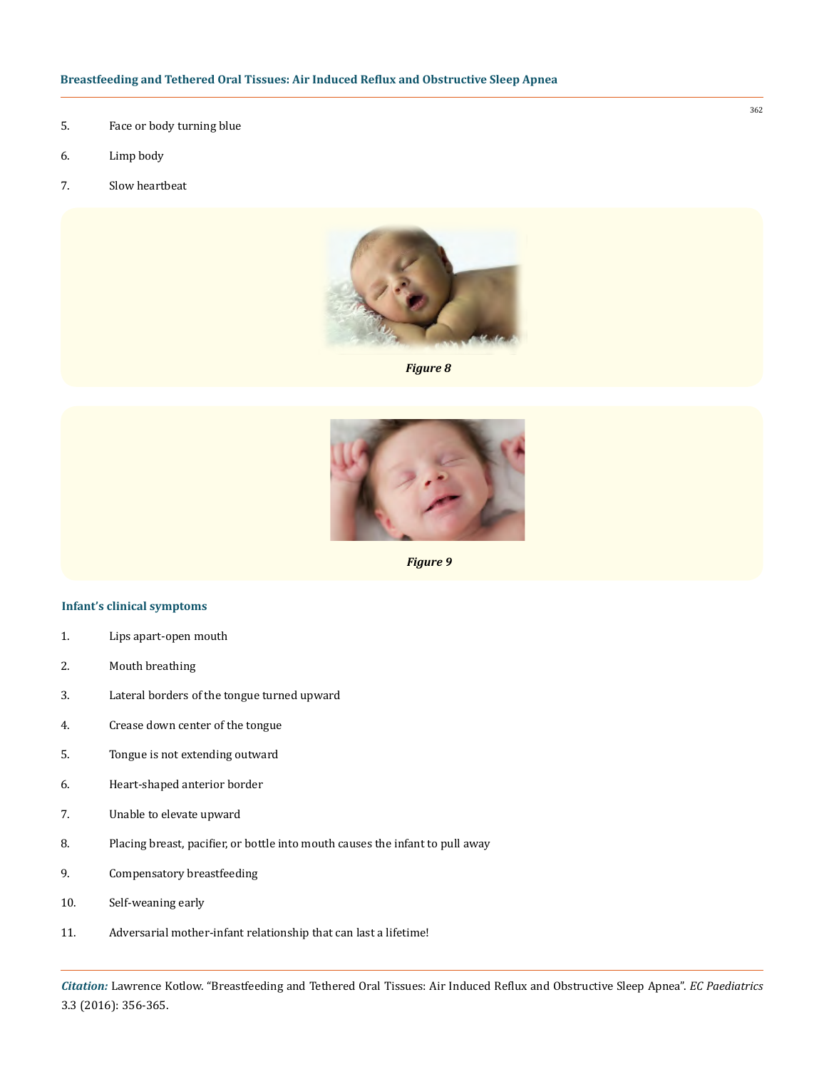5. Face or body turning blue
6. Limp body
7. Slow heartbeat

*Figure 8*

*Figure 9*

### Infant's clinical symptoms

1. Lips apart-open mouth
2. Mouth breathing
3. Lateral borders of the tongue turned upward
4. Crease down center of the tongue
5. Tongue is not extending outward
6. Heart-shaped anterior border
7. Unable to elevate upward
8. Placing breast, pacifier, or bottle into mouth causes the infant to pull away
9. Compensatory breastfeeding
10. Self-weaning early
11. Adversarial mother-infant relationship that can last a lifetime!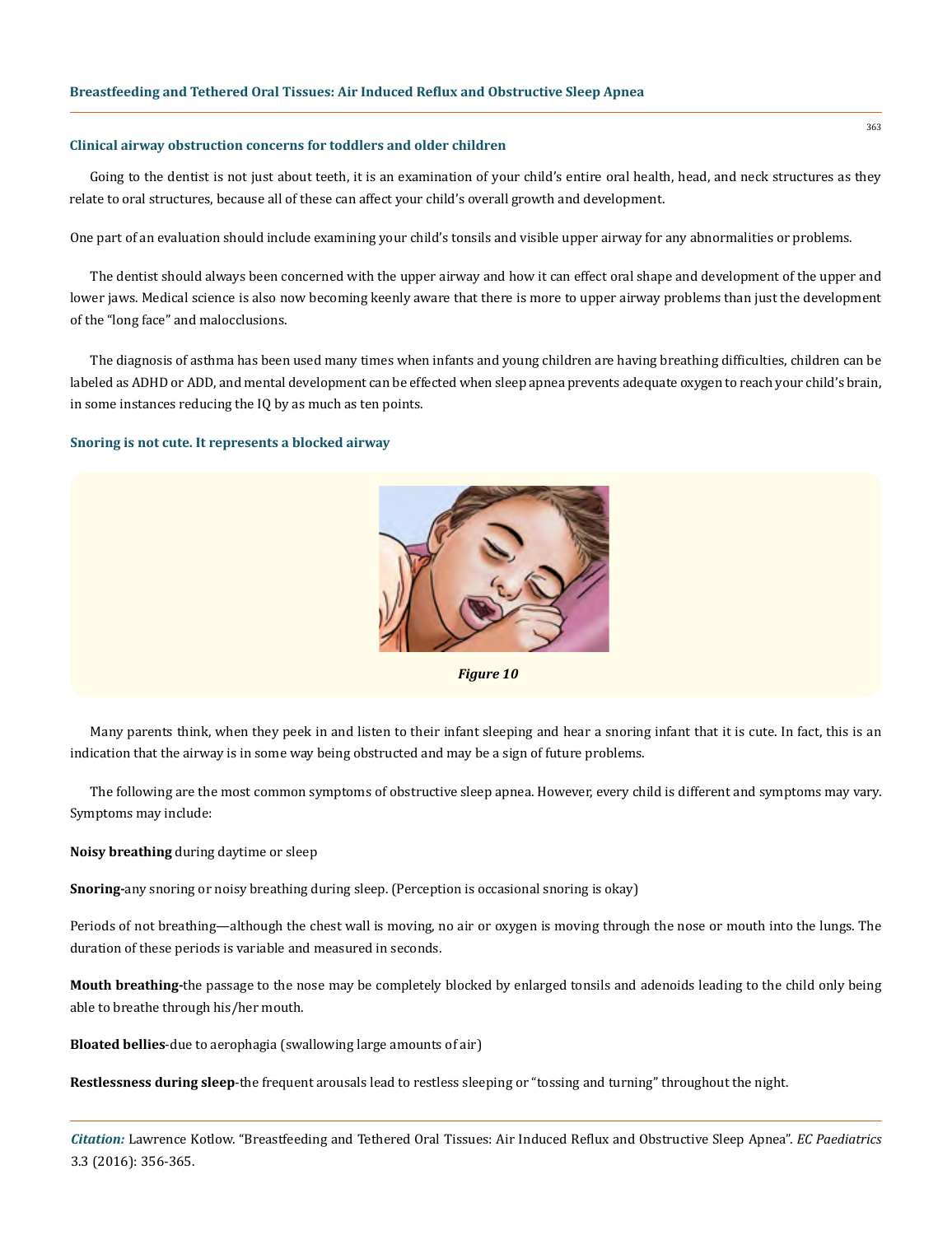### Clinical airway obstruction concerns for toddlers and older children

Going to the dentist is not just about teeth, it is an examination of your child's entire oral health, head, and neck structures as they relate to oral structures, because all of these can affect your child's overall growth and development.

One part of an evaluation should include examining your child's tonsils and visible upper airway for any abnormalities or problems.

The dentist should always been concerned with the upper airway and how it can effect oral shape and development of the upper and lower jaws. Medical science is also now becoming keenly aware that there is more to upper airway problems than just the development of the "long face" and malocclusions.

The diagnosis of asthma has been used many times when infants and young children are having breathing difficulties, children can be labeled as ADHD or ADD, and mental development can be effected when sleep apnea prevents adequate oxygen to reach your child's brain, in some instances reducing the IQ by as much as ten points.

### Snoring is not cute. It represents a blocked airway

*Figure 10*

Many parents think, when they peek in and listen to their infant sleeping and hear a snoring infant that it is cute. In fact, this is an indication that the airway is in some way being obstructed and may be a sign of future problems.

The following are the most common symptoms of obstructive sleep apnea. However, every child is different and symptoms may vary. Symptoms may include:

**Noisy breathing** during daytime or sleep

**Snoring-**any snoring or noisy breathing during sleep. (Perception is occasional snoring is okay)

Periods of not breathing—although the chest wall is moving, no air or oxygen is moving through the nose or mouth into the lungs. The duration of these periods is variable and measured in seconds.

**Mouth breathing-**the passage to the nose may be completely blocked by enlarged tonsils and adenoids leading to the child only being able to breathe through his/her mouth.

**Bloated bellies**-due to aerophagia (swallowing large amounts of air)

**Restlessness during sleep**-the frequent arousals lead to restless sleeping or "tossing and turning" throughout the night.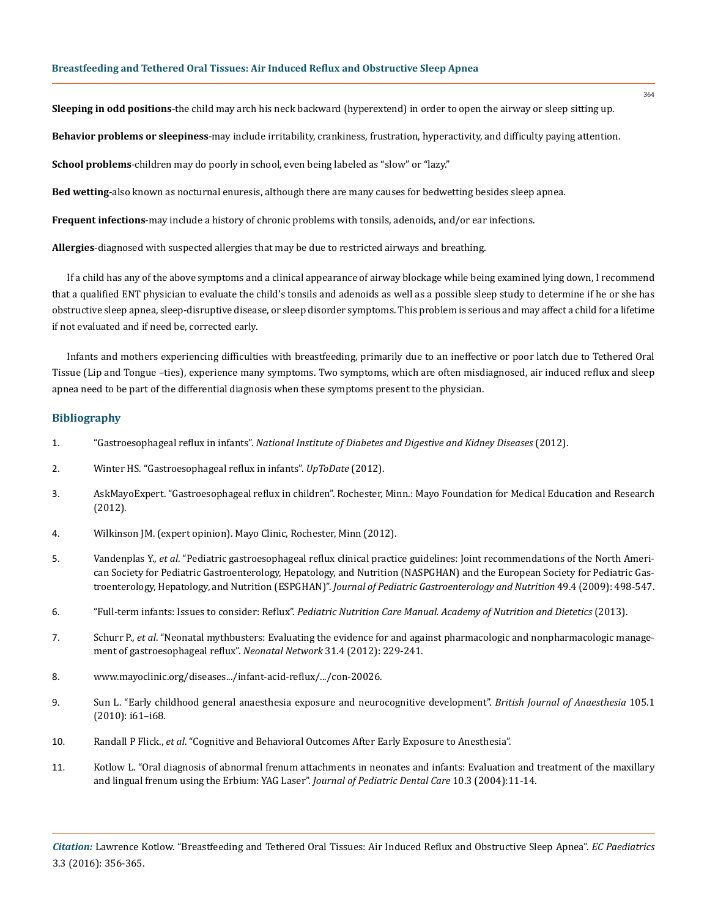**Sleeping in odd positions**-the child may arch his neck backward (hyperextend) in order to open the airway or sleep sitting up.

**Behavior problems or sleepiness**-may include irritability, crankiness, frustration, hyperactivity, and difficulty paying attention.

**School problems**-children may do poorly in school, even being labeled as "slow" or "lazy."

**Bed wetting**-also known as nocturnal enuresis, although there are many causes for bedwetting besides sleep apnea.

**Frequent infections**-may include a history of chronic problems with tonsils, adenoids, and/or ear infections.

**Allergies**-diagnosed with suspected allergies that may be due to restricted airways and breathing.

If a child has any of the above symptoms and a clinical appearance of airway blockage while being examined lying down, I recommend that a qualified ENT physician to evaluate the child's tonsils and adenoids as well as a possible sleep study to determine if he or she has obstructive sleep apnea, sleep-disruptive disease, or sleep disorder symptoms. This problem is serious and may affect a child for a lifetime if not evaluated and if need be, corrected early.

Infants and mothers experiencing difficulties with breastfeeding, primarily due to an ineffective or poor latch due to Tethered Oral Tissue (Lip and Tongue –ties), experience many symptoms. Two symptoms, which are often misdiagnosed, air induced reflux and sleep apnea need to be part of the differential diagnosis when these symptoms present to the physician.

## Bibliography

1. "Gastroesophageal reflux in infants". *National Institute of Diabetes and Digestive and Kidney Diseases* (2012).
2. Winter HS. "Gastroesophageal reflux in infants". *UpToDate* (2012).
3. AskMayoExpert. "Gastroesophageal reflux in children". Rochester, Minn.: Mayo Foundation for Medical Education and Research (2012).
4. Wilkinson JM. (expert opinion). Mayo Clinic, Rochester, Minn (2012).
5. Vandenplas Y., *et al*. "Pediatric gastroesophageal reflux clinical practice guidelines: Joint recommendations of the North American Society for Pediatric Gastroenterology, Hepatology, and Nutrition (NASPGHAN) and the European Society for Pediatric Gastroenterology, Hepatology, and Nutrition (ESPGHAN)". *Journal of Pediatric Gastroenterology and Nutrition* 49.4 (2009): 498-547.
6. "Full-term infants: Issues to consider: Reflux". *Pediatric Nutrition Care Manual. Academy of Nutrition and Dietetics* (2013).
7. Schurr P., *et al*. "Neonatal mythbusters: Evaluating the evidence for and against pharmacologic and nonpharmacologic management of gastroesophageal reflux". *Neonatal Network* 31.4 (2012): 229-241.
8. www.mayoclinic.org/diseases.../infant-acid-reflux/.../con-20026.
9. Sun L. "Early childhood general anaesthesia exposure and neurocognitive development". *British Journal of Anaesthesia* 105.1 (2010): i61–i68.
10. Randall P Flick., *et al*. "Cognitive and Behavioral Outcomes After Early Exposure to Anesthesia".
11. Kotlow L. "Oral diagnosis of abnormal frenum attachments in neonates and infants: Evaluation and treatment of the maxillary and lingual frenum using the Erbium: YAG Laser". *Journal of Pediatric Dental Care* 10.3 (2004):11-14.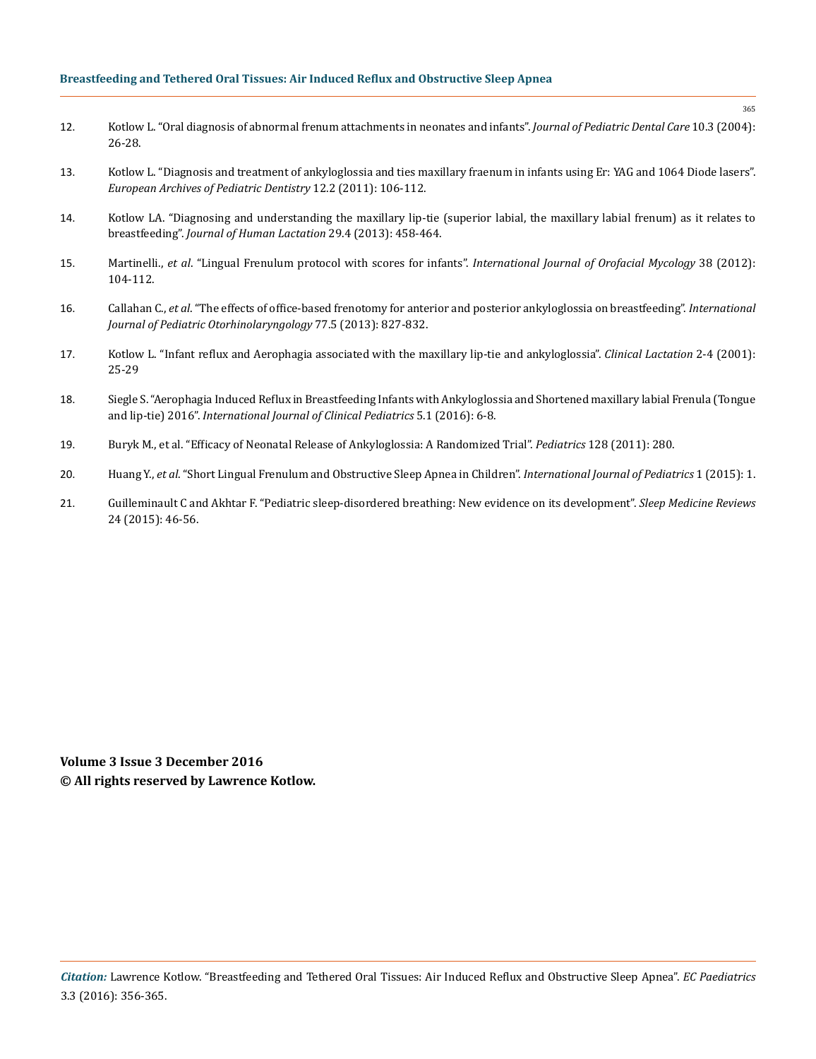12. Kotlow L. "Oral diagnosis of abnormal frenum attachments in neonates and infants". *Journal of Pediatric Dental Care* 10.3 (2004): 26-28.

13. Kotlow L. "Diagnosis and treatment of ankyloglossia and ties maxillary fraenum in infants using Er: YAG and 1064 Diode lasers". *European Archives of Pediatric Dentistry* 12.2 (2011): 106-112.

14. Kotlow LA. "Diagnosing and understanding the maxillary lip-tie (superior labial, the maxillary labial frenum) as it relates to breastfeeding". *Journal of Human Lactation* 29.4 (2013): 458-464.

15. Martinelli., *et al*. "Lingual Frenulum protocol with scores for infants". *International Journal of Orofacial Mycology* 38 (2012): 104-112.

16. Callahan C., *et al*. "The effects of office-based frenotomy for anterior and posterior ankyloglossia on breastfeeding". *International Journal of Pediatric Otorhinolaryngology* 77.5 (2013): 827-832.

17. Kotlow L. "Infant reflux and Aerophagia associated with the maxillary lip-tie and ankyloglossia". *Clinical Lactation* 2-4 (2001): 25-29

18. Siegle S. "Aerophagia Induced Reflux in Breastfeeding Infants with Ankyloglossia and Shortened maxillary labial Frenula (Tongue and lip-tie) 2016". *International Journal of Clinical Pediatrics* 5.1 (2016): 6-8.

19. Buryk M., et al. "Efficacy of Neonatal Release of Ankyloglossia: A Randomized Trial". *Pediatrics* 128 (2011): 280.

20. Huang Y., *et al*. "Short Lingual Frenulum and Obstructive Sleep Apnea in Children". *International Journal of Pediatrics* 1 (2015): 1.

21. Guilleminault C and Akhtar F. "Pediatric sleep-disordered breathing: New evidence on its development". *Sleep Medicine Reviews* 24 (2015): 46-56.

**Volume 3 Issue 3 December 2016**
**© All rights reserved by Lawrence Kotlow.**